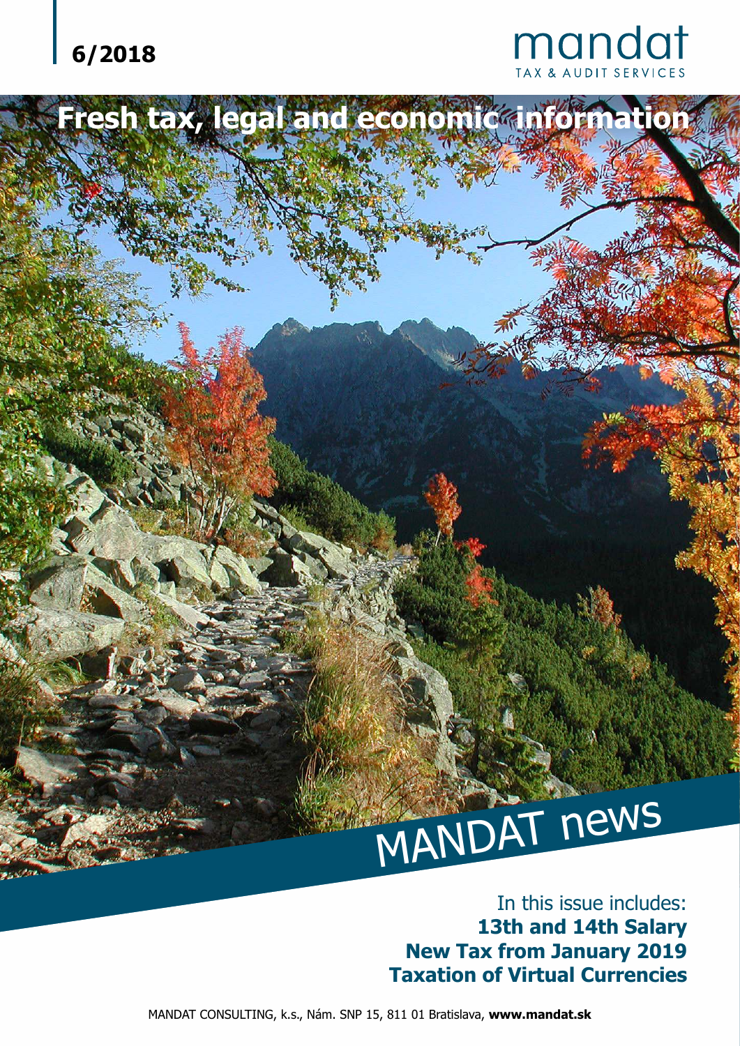6/2018

mandat
TAX & AUDIT SERVICES

# Fresh tax, legal and economic information

# MANDAT news

In this issue includes:

**13th and 14th Salary**

**New Tax from January 2019**

**Taxation of Virtual Currencies**

MANDAT CONSULTING, k.s., Nám. SNP 15, 811 01 Bratislava, **www.mandat.sk**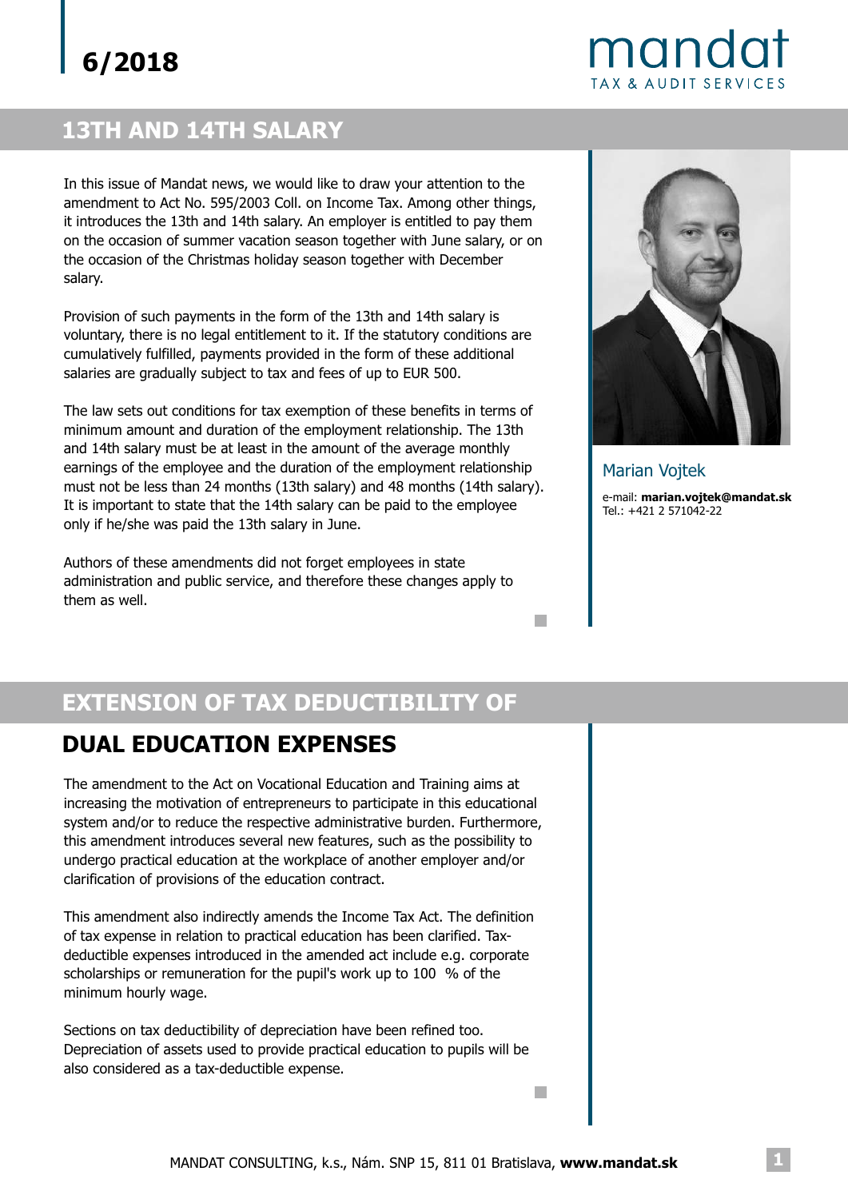6/2018

mandat
TAX & AUDIT SERVICES

## 13TH AND 14TH SALARY

In this issue of Mandat news, we would like to draw your attention to the amendment to Act No. 595/2003 Coll. on Income Tax. Among other things, it introduces the 13th and 14th salary. An employer is entitled to pay them on the occasion of summer vacation season together with June salary, or on the occasion of the Christmas holiday season together with December salary.

Provision of such payments in the form of the 13th and 14th salary is voluntary, there is no legal entitlement to it. If the statutory conditions are cumulatively fulfilled, payments provided in the form of these additional salaries are gradually subject to tax and fees of up to EUR 500.

The law sets out conditions for tax exemption of these benefits in terms of minimum amount and duration of the employment relationship. The 13th and 14th salary must be at least in the amount of the average monthly earnings of the employee and the duration of the employment relationship must not be less than 24 months (13th salary) and 48 months (14th salary). It is important to state that the 14th salary can be paid to the employee only if he/she was paid the 13th salary in June.

Authors of these amendments did not forget employees in state administration and public service, and therefore these changes apply to them as well.

Marian Vojtek

e-mail: **marian.vojtek@mandat.sk**
Tel.: +421 2 571042-22

## EXTENSION OF TAX DEDUCTIBILITY OF DUAL EDUCATION EXPENSES

The amendment to the Act on Vocational Education and Training aims at increasing the motivation of entrepreneurs to participate in this educational system and/or to reduce the respective administrative burden. Furthermore, this amendment introduces several new features, such as the possibility to undergo practical education at the workplace of another employer and/or clarification of provisions of the education contract.

This amendment also indirectly amends the Income Tax Act. The definition of tax expense in relation to practical education has been clarified. Tax-deductible expenses introduced in the amended act include e.g. corporate scholarships or remuneration for the pupil's work up to 100 % of the minimum hourly wage.

Sections on tax deductibility of depreciation have been refined too. Depreciation of assets used to provide practical education to pupils will be also considered as a tax-deductible expense.

MANDAT CONSULTING, k.s., Nám. SNP 15, 811 01 Bratislava, **www.mandat.sk**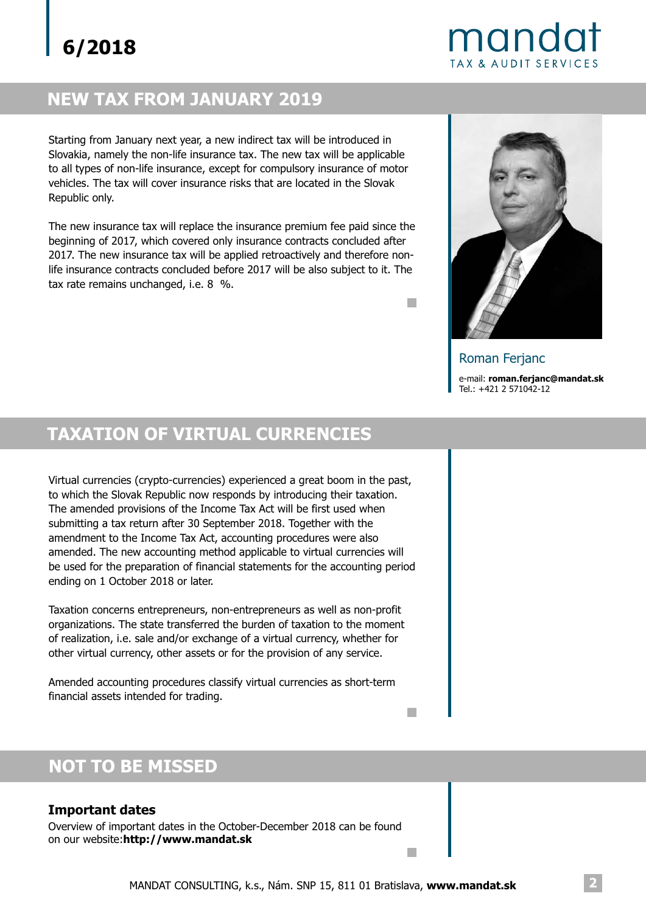## NEW TAX FROM JANUARY 2019

Starting from January next year, a new indirect tax will be introduced in Slovakia, namely the non-life insurance tax. The new tax will be applicable to all types of non-life insurance, except for compulsory insurance of motor vehicles. The tax will cover insurance risks that are located in the Slovak Republic only.

The new insurance tax will replace the insurance premium fee paid since the beginning of 2017, which covered only insurance contracts concluded after 2017. The new insurance tax will be applied retroactively and therefore non-life insurance contracts concluded before 2017 will be also subject to it. The tax rate remains unchanged, i.e. 8 %.

Roman Ferjanc

e-mail: **roman.ferjanc@mandat.sk**
Tel.: +421 2 571042-12

## TAXATION OF VIRTUAL CURRENCIES

Virtual currencies (crypto-currencies) experienced a great boom in the past, to which the Slovak Republic now responds by introducing their taxation. The amended provisions of the Income Tax Act will be first used when submitting a tax return after 30 September 2018. Together with the amendment to the Income Tax Act, accounting procedures were also amended. The new accounting method applicable to virtual currencies will be used for the preparation of financial statements for the accounting period ending on 1 October 2018 or later.

Taxation concerns entrepreneurs, non-entrepreneurs as well as non-profit organizations. The state transferred the burden of taxation to the moment of realization, i.e. sale and/or exchange of a virtual currency, whether for other virtual currency, other assets or for the provision of any service.

Amended accounting procedures classify virtual currencies as short-term financial assets intended for trading.

## NOT TO BE MISSED

### Important dates

Overview of important dates in the October-December 2018 can be found on our website:**http://www.mandat.sk**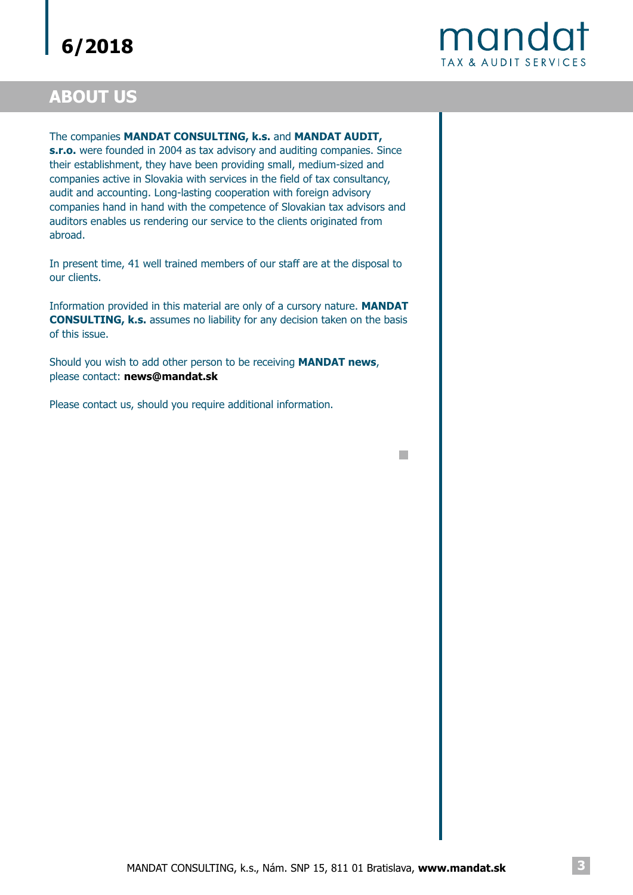## ABOUT US

The companies **MANDAT CONSULTING, k.s.** and **MANDAT AUDIT, s.r.o.** were founded in 2004 as tax advisory and auditing companies. Since their establishment, they have been providing small, medium-sized and companies active in Slovakia with services in the field of tax consultancy, audit and accounting. Long-lasting cooperation with foreign advisory companies hand in hand with the competence of Slovakian tax advisors and auditors enables us rendering our service to the clients originated from abroad.

In present time, 41 well trained members of our staff are at the disposal to our clients.

Information provided in this material are only of a cursory nature. **MANDAT CONSULTING, k.s.** assumes no liability for any decision taken on the basis of this issue.

Should you wish to add other person to be receiving **MANDAT news**, please contact: **news@mandat.sk**

Please contact us, should you require additional information.